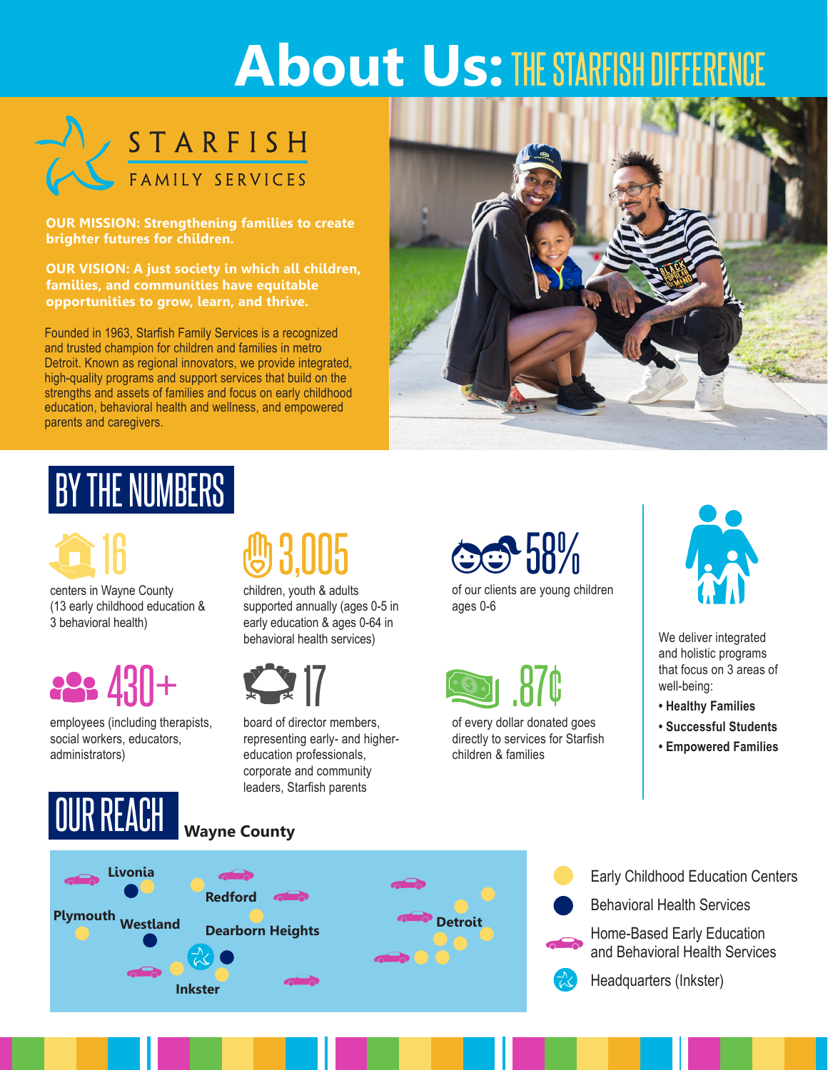# About Us: THE STARFISH DIFFERENCE

STARFISH FAMILY SERVICES

**OUR MISSION: Strengthening families to create brighter futures for children.**

**OUR VISION: A just society in which all children, families, and communities have equitable opportunities to grow, learn, and thrive.**

Founded in 1963, Starfish Family Services is a recognized and trusted champion for children and families in metro Detroit. Known as regional innovators, we provide integrated, high-quality programs and support services that build on the strengths and assets of families and focus on early childhood education, behavioral health and wellness, and empowered parents and caregivers.

## BY THE NUMBERS

**16**
centers in Wayne County (13 early childhood education & 3 behavioral health)

**3,005**
children, youth & adults supported annually (ages 0-5 in early education & ages 0-64 in behavioral health services)

**58%**
of our clients are young children ages 0-6

**430+**
employees (including therapists, social workers, educators, administrators)

**17**
board of director members, representing early- and higher-education professionals, corporate and community leaders, Starfish parents

**.87¢**
of every dollar donated goes directly to services for Starfish children & families

We deliver integrated and holistic programs that focus on 3 areas of well-being:

- **Healthy Families**
- **Successful Students**
- **Empowered Families**

## OUR REACH

**Wayne County**

Livonia, Plymouth, Westland, Redford, Dearborn Heights, Inkster, Detroit

- Early Childhood Education Centers
- Behavioral Health Services
- Home-Based Early Education and Behavioral Health Services
- Headquarters (Inkster)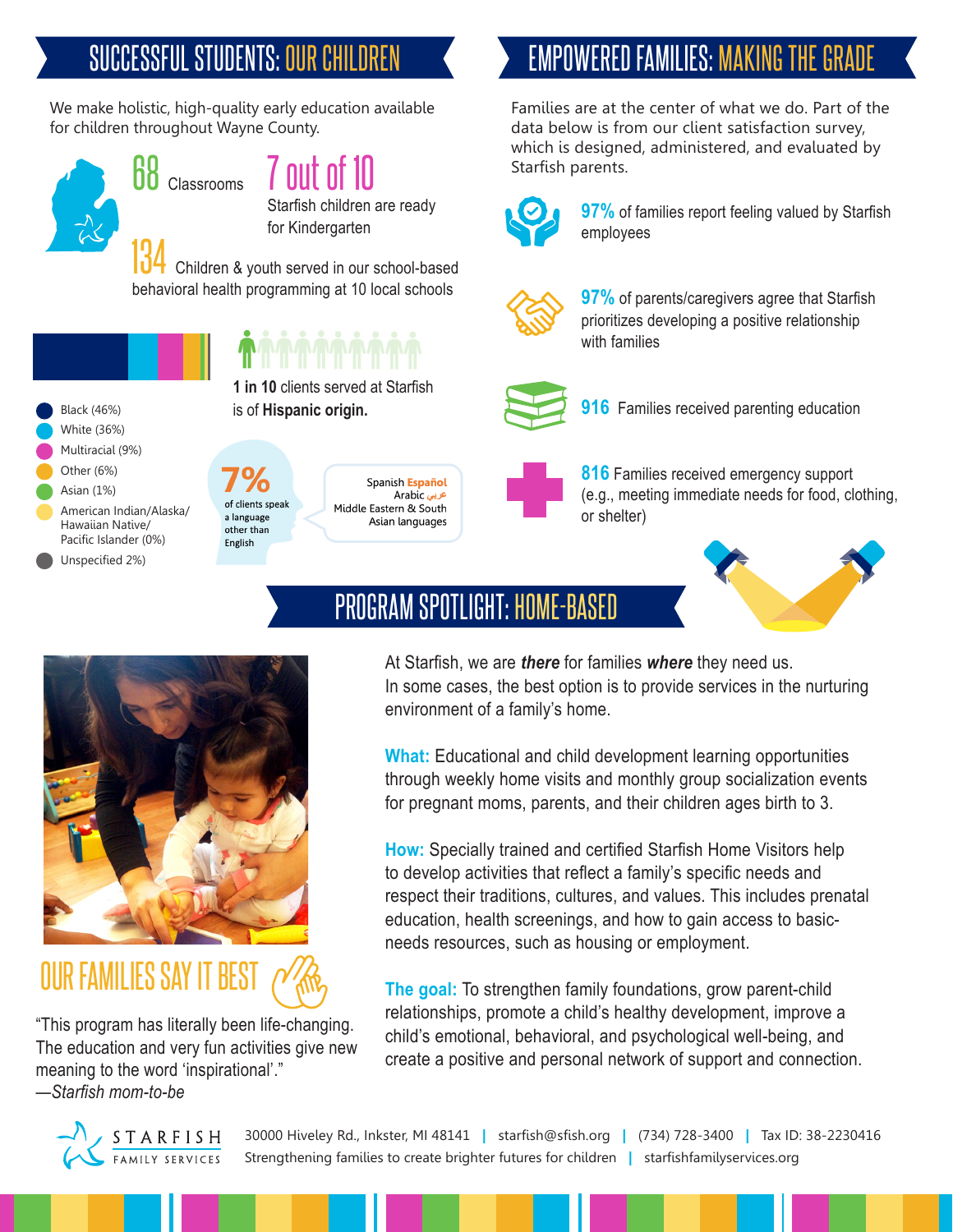## SUCCESSFUL STUDENTS: OUR CHILDREN

We make holistic, high-quality early education available for children throughout Wayne County.

**68** Classrooms

**7 out of 10** Starfish children are ready for Kindergarten

**134** Children & youth served in our school-based behavioral health programming at 10 local schools

- Black (46%)
- White (36%)
- Multiracial (9%)
- Other (6%)
- Asian (1%)
- American Indian/Alaska/ Hawaiian Native/ Pacific Islander (0%)
- Unspecified 2%)

**1 in 10** clients served at Starfish is of **Hispanic origin.**

**7%** of clients speak a language other than English

Spanish **Español**
Arabic **عربي**
Middle Eastern & South Asian languages

## EMPOWERED FAMILIES: MAKING THE GRADE

Families are at the center of what we do. Part of the data below is from our client satisfaction survey, which is designed, administered, and evaluated by Starfish parents.

**97%** of families report feeling valued by Starfish employees

**97%** of parents/caregivers agree that Starfish prioritizes developing a positive relationship with families

**916** Families received parenting education

**816** Families received emergency support (e.g., meeting immediate needs for food, clothing, or shelter)

## PROGRAM SPOTLIGHT: HOME-BASED

At Starfish, we are ***there*** for families ***where*** they need us. In some cases, the best option is to provide services in the nurturing environment of a family's home.

**What:** Educational and child development learning opportunities through weekly home visits and monthly group socialization events for pregnant moms, parents, and their children ages birth to 3.

**How:** Specially trained and certified Starfish Home Visitors help to develop activities that reflect a family's specific needs and respect their traditions, cultures, and values. This includes prenatal education, health screenings, and how to gain access to basic-needs resources, such as housing or employment.

**The goal:** To strengthen family foundations, grow parent-child relationships, promote a child's healthy development, improve a child's emotional, behavioral, and psychological well-being, and create a positive and personal network of support and connection.

## OUR FAMILIES SAY IT BEST

"This program has literally been life-changing. The education and very fun activities give new meaning to the word 'inspirational'."
—*Starfish mom-to-be*

STARFISH FAMILY SERVICES

30000 Hiveley Rd., Inkster, MI 48141 | starfish@sfish.org | (734) 728-3400 | Tax ID: 38-2230416
Strengthening families to create brighter futures for children | starfishfamilyservices.org